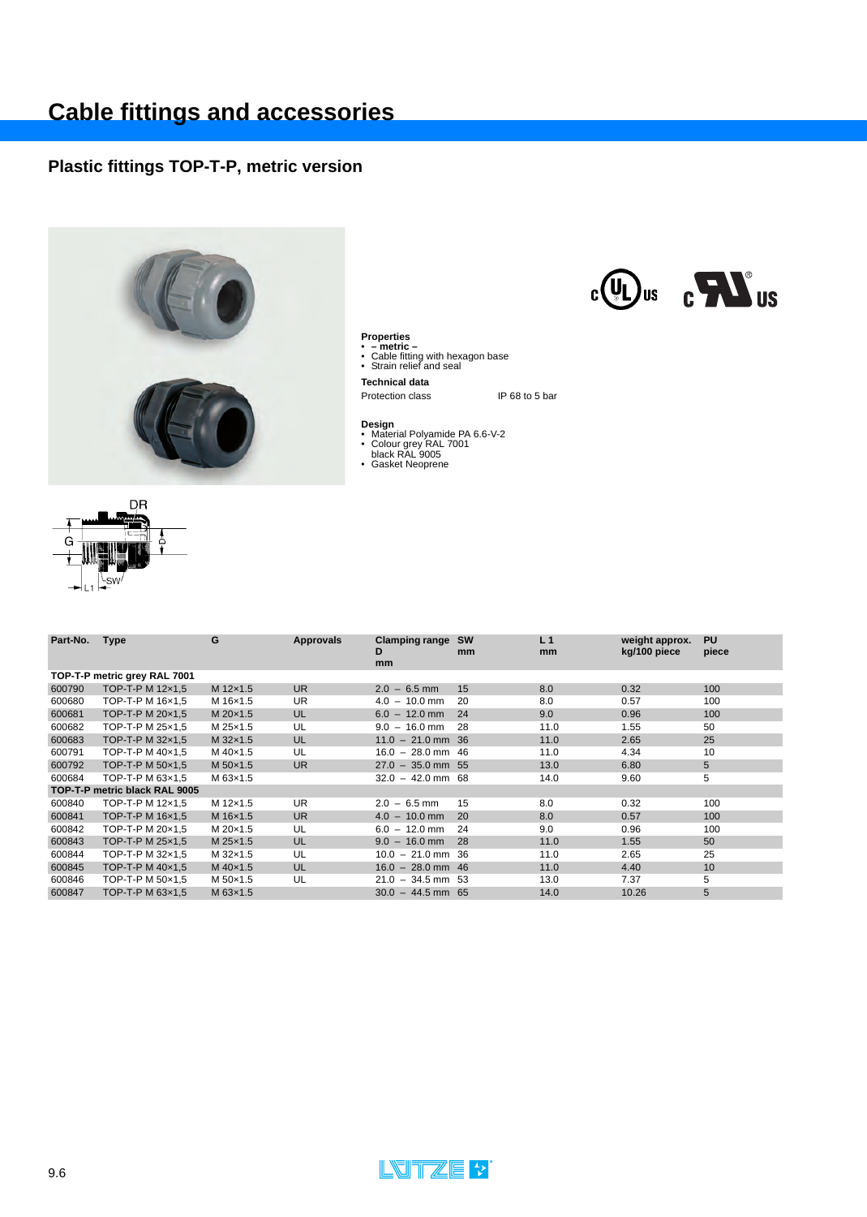# Cable fittings and accessories

## Plastic fittings TOP-T-P, metric version

**Properties**
- **– metric –**
- Cable fitting with hexagon base
- Strain relief and seal

**Technical data**

Protection class IP 68 to 5 bar

**Design**
- Material Polyamide PA 6.6-V-2
- Colour grey RAL 7001
  black RAL 9005
- Gasket Neoprene

| Part-No. | Type | G | Approvals | Clamping range D mm | SW mm | L 1 mm | weight approx. kg/100 piece | PU piece |
|---|---|---|---|---|---|---|---|---|
| **TOP-T-P metric grey RAL 7001** | | | | | | | | |
| 600790 | TOP-T-P M 12×1,5 | M 12×1.5 | UR | 2.0 – 6.5 mm | 15 | 8.0 | 0.32 | 100 |
| 600680 | TOP-T-P M 16×1,5 | M 16×1.5 | UR | 4.0 – 10.0 mm | 20 | 8.0 | 0.57 | 100 |
| 600681 | TOP-T-P M 20×1,5 | M 20×1.5 | UL | 6.0 – 12.0 mm | 24 | 9.0 | 0.96 | 100 |
| 600682 | TOP-T-P M 25×1,5 | M 25×1.5 | UL | 9.0 – 16.0 mm | 28 | 11.0 | 1.55 | 50 |
| 600683 | TOP-T-P M 32×1,5 | M 32×1.5 | UL | 11.0 – 21.0 mm | 36 | 11.0 | 2.65 | 25 |
| 600791 | TOP-T-P M 40×1,5 | M 40×1.5 | UL | 16.0 – 28.0 mm | 46 | 11.0 | 4.34 | 10 |
| 600792 | TOP-T-P M 50×1,5 | M 50×1.5 | UR | 27.0 – 35.0 mm | 55 | 13.0 | 6.80 | 5 |
| 600684 | TOP-T-P M 63×1,5 | M 63×1.5 | | 32.0 – 42.0 mm | 68 | 14.0 | 9.60 | 5 |
| **TOP-T-P metric black RAL 9005** | | | | | | | | |
| 600840 | TOP-T-P M 12×1,5 | M 12×1.5 | UR | 2.0 – 6.5 mm | 15 | 8.0 | 0.32 | 100 |
| 600841 | TOP-T-P M 16×1,5 | M 16×1.5 | UR | 4.0 – 10.0 mm | 20 | 8.0 | 0.57 | 100 |
| 600842 | TOP-T-P M 20×1,5 | M 20×1.5 | UL | 6.0 – 12.0 mm | 24 | 9.0 | 0.96 | 100 |
| 600843 | TOP-T-P M 25×1,5 | M 25×1.5 | UL | 9.0 – 16.0 mm | 28 | 11.0 | 1.55 | 50 |
| 600844 | TOP-T-P M 32×1,5 | M 32×1.5 | UL | 10.0 – 21.0 mm | 36 | 11.0 | 2.65 | 25 |
| 600845 | TOP-T-P M 40×1,5 | M 40×1.5 | UL | 16.0 – 28.0 mm | 46 | 11.0 | 4.40 | 10 |
| 600846 | TOP-T-P M 50×1,5 | M 50×1.5 | UL | 21.0 – 34.5 mm | 53 | 13.0 | 7.37 | 5 |
| 600847 | TOP-T-P M 63×1,5 | M 63×1.5 | | 30.0 – 44.5 mm | 65 | 14.0 | 10.26 | 5 |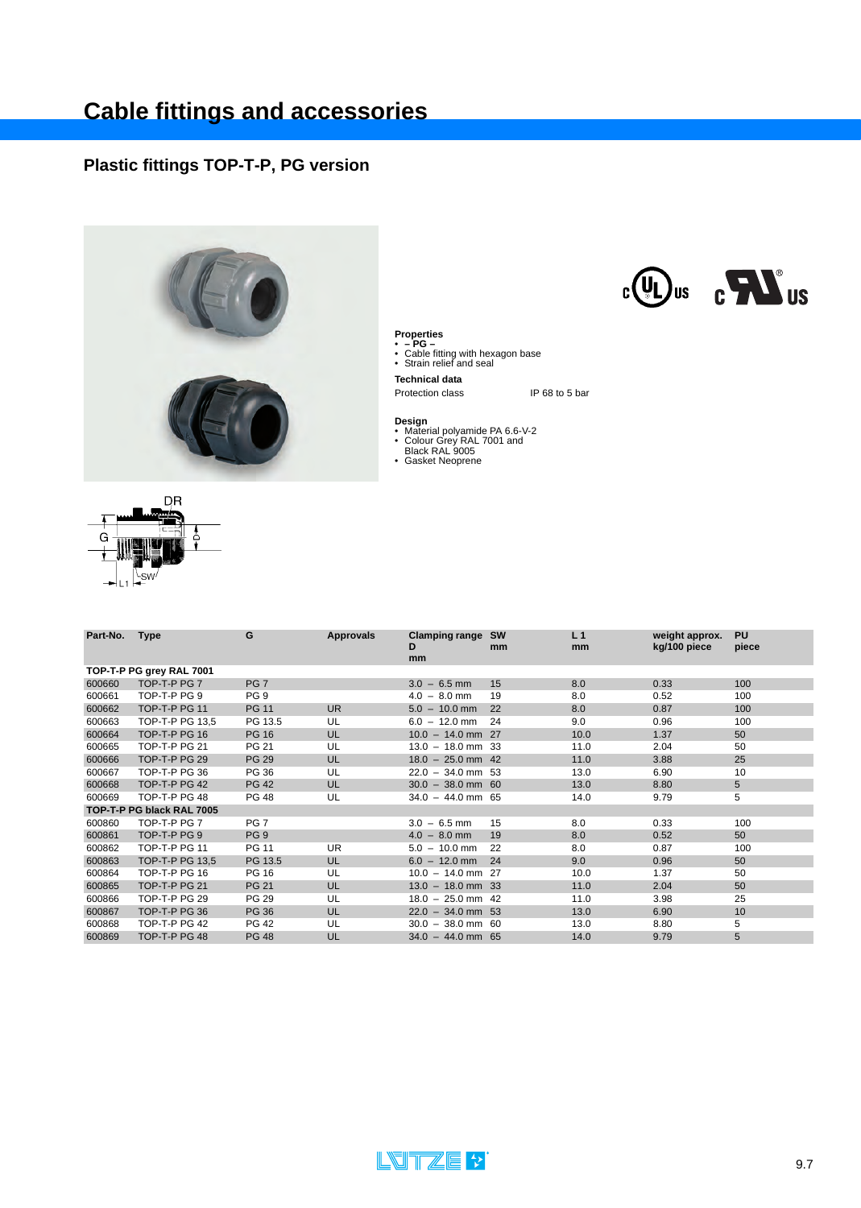# Cable fittings and accessories

## Plastic fittings TOP-T-P, PG version

**Properties**
- **– PG –**
- Cable fitting with hexagon base
- Strain relief and seal

**Technical data**

Protection class IP 68 to 5 bar

**Design**
- Material polyamide PA 6.6-V-2
- Colour Grey RAL 7001 and Black RAL 9005
- Gasket Neoprene

| Part-No. | Type | G | Approvals | Clamping range D mm | SW mm | L 1 mm | weight approx. kg/100 piece | PU piece |
|---|---|---|---|---|---|---|---|---|
| **TOP-T-P PG grey RAL 7001** | | | | | | | | |
| 600660 | TOP-T-P PG 7 | PG 7 | | 3.0 – 6.5 mm | 15 | 8.0 | 0.33 | 100 |
| 600661 | TOP-T-P PG 9 | PG 9 | | 4.0 – 8.0 mm | 19 | 8.0 | 0.52 | 100 |
| 600662 | TOP-T-P PG 11 | PG 11 | UR | 5.0 – 10.0 mm | 22 | 8.0 | 0.87 | 100 |
| 600663 | TOP-T-P PG 13,5 | PG 13.5 | UL | 6.0 – 12.0 mm | 24 | 9.0 | 0.96 | 100 |
| 600664 | TOP-T-P PG 16 | PG 16 | UL | 10.0 – 14.0 mm | 27 | 10.0 | 1.37 | 50 |
| 600665 | TOP-T-P PG 21 | PG 21 | UL | 13.0 – 18.0 mm | 33 | 11.0 | 2.04 | 50 |
| 600666 | TOP-T-P PG 29 | PG 29 | UL | 18.0 – 25.0 mm | 42 | 11.0 | 3.88 | 25 |
| 600667 | TOP-T-P PG 36 | PG 36 | UL | 22.0 – 34.0 mm | 53 | 13.0 | 6.90 | 10 |
| 600668 | TOP-T-P PG 42 | PG 42 | UL | 30.0 – 38.0 mm | 60 | 13.0 | 8.80 | 5 |
| 600669 | TOP-T-P PG 48 | PG 48 | UL | 34.0 – 44.0 mm | 65 | 14.0 | 9.79 | 5 |
| **TOP-T-P PG black RAL 7005** | | | | | | | | |
| 600860 | TOP-T-P PG 7 | PG 7 | | 3.0 – 6.5 mm | 15 | 8.0 | 0.33 | 100 |
| 600861 | TOP-T-P PG 9 | PG 9 | | 4.0 – 8.0 mm | 19 | 8.0 | 0.52 | 50 |
| 600862 | TOP-T-P PG 11 | PG 11 | UR | 5.0 – 10.0 mm | 22 | 8.0 | 0.87 | 100 |
| 600863 | TOP-T-P PG 13,5 | PG 13.5 | UL | 6.0 – 12.0 mm | 24 | 9.0 | 0.96 | 50 |
| 600864 | TOP-T-P PG 16 | PG 16 | UL | 10.0 – 14.0 mm | 27 | 10.0 | 1.37 | 50 |
| 600865 | TOP-T-P PG 21 | PG 21 | UL | 13.0 – 18.0 mm | 33 | 11.0 | 2.04 | 50 |
| 600866 | TOP-T-P PG 29 | PG 29 | UL | 18.0 – 25.0 mm | 42 | 11.0 | 3.98 | 25 |
| 600867 | TOP-T-P PG 36 | PG 36 | UL | 22.0 – 34.0 mm | 53 | 13.0 | 6.90 | 10 |
| 600868 | TOP-T-P PG 42 | PG 42 | UL | 30.0 – 38.0 mm | 60 | 13.0 | 8.80 | 5 |
| 600869 | TOP-T-P PG 48 | PG 48 | UL | 34.0 – 44.0 mm | 65 | 14.0 | 9.79 | 5 |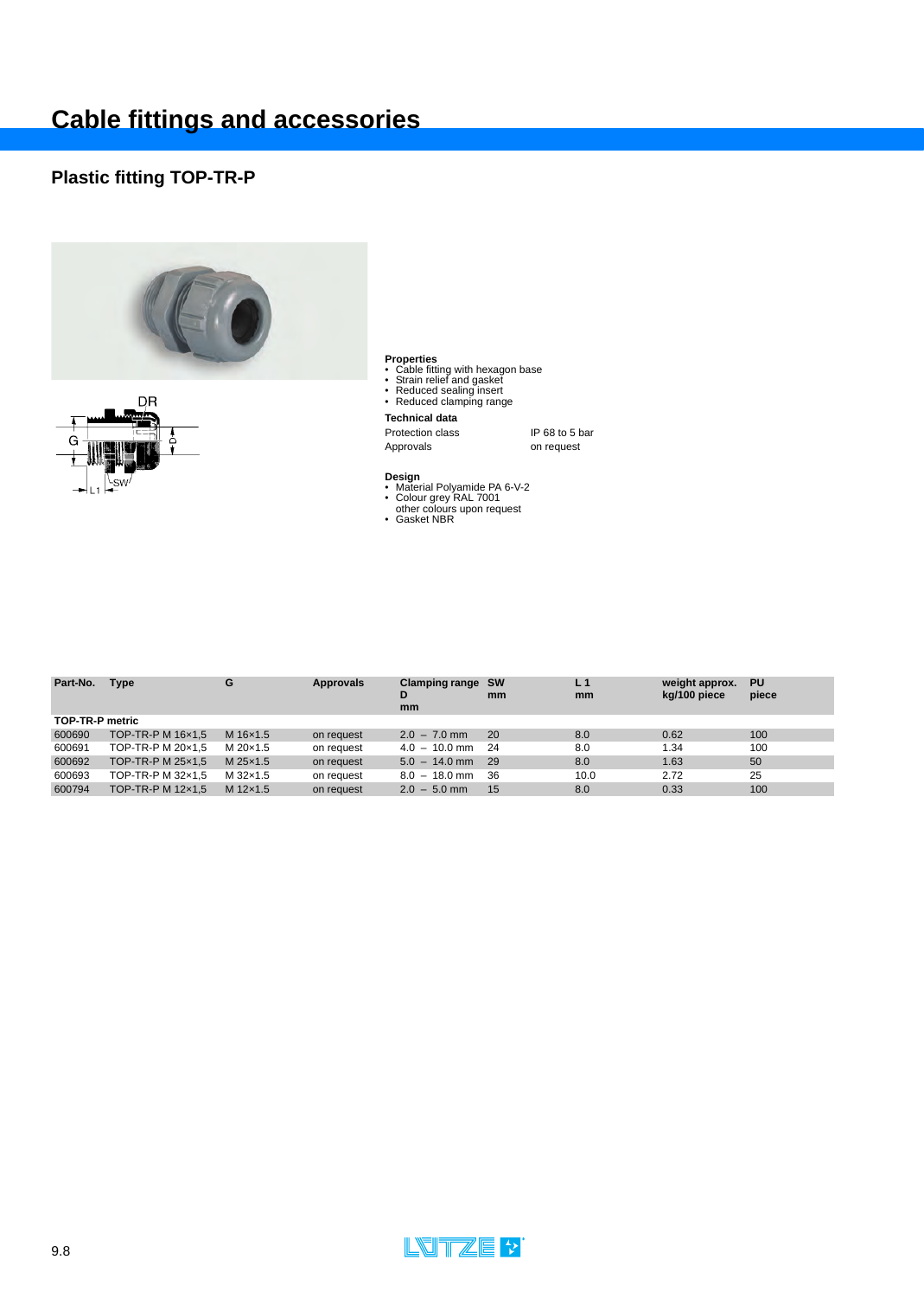# Cable fittings and accessories

## Plastic fitting TOP-TR-P

**Properties**
- Cable fitting with hexagon base
- Strain relief and gasket
- Reduced sealing insert
- Reduced clamping range

**Technical data**

| | |
|---|---|
| Protection class | IP 68 to 5 bar |
| Approvals | on request |

**Design**
- Material Polyamide PA 6-V-2
- Colour grey RAL 7001
  other colours upon request
- Gasket NBR

| Part-No. | Type | G | Approvals | Clamping range D mm | SW mm | L 1 mm | weight approx. kg/100 piece | PU piece |
|---|---|---|---|---|---|---|---|---|
| **TOP-TR-P metric** | | | | | | | | |
| 600690 | TOP-TR-P M 16×1,5 | M 16×1.5 | on request | 2.0 – 7.0 mm | 20 | 8.0 | 0.62 | 100 |
| 600691 | TOP-TR-P M 20×1,5 | M 20×1.5 | on request | 4.0 – 10.0 mm | 24 | 8.0 | 1.34 | 100 |
| 600692 | TOP-TR-P M 25×1,5 | M 25×1.5 | on request | 5.0 – 14.0 mm | 29 | 8.0 | 1.63 | 50 |
| 600693 | TOP-TR-P M 32×1,5 | M 32×1.5 | on request | 8.0 – 18.0 mm | 36 | 10.0 | 2.72 | 25 |
| 600794 | TOP-TR-P M 12×1,5 | M 12×1.5 | on request | 2.0 – 5.0 mm | 15 | 8.0 | 0.33 | 100 |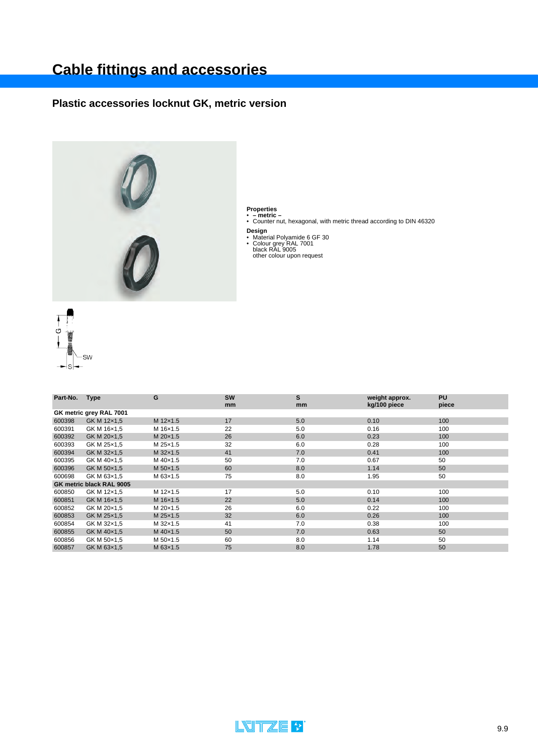# Cable fittings and accessories

## Plastic accessories locknut GK, metric version

**Properties**
- **– metric –**
- Counter nut, hexagonal, with metric thread according to DIN 46320

**Design**
- Material Polyamide 6 GF 30
- Colour grey RAL 7001
  black RAL 9005
  other colour upon request

| Part-No. | Type | G | SW mm | S mm | weight approx. kg/100 piece | PU piece |
|---|---|---|---|---|---|---|
| **GK metric grey RAL 7001** | | | | | | |
| 600398 | GK M 12×1,5 | M 12×1.5 | 17 | 5.0 | 0.10 | 100 |
| 600391 | GK M 16×1,5 | M 16×1.5 | 22 | 5.0 | 0.16 | 100 |
| 600392 | GK M 20×1,5 | M 20×1.5 | 26 | 6.0 | 0.23 | 100 |
| 600393 | GK M 25×1,5 | M 25×1.5 | 32 | 6.0 | 0.28 | 100 |
| 600394 | GK M 32×1,5 | M 32×1.5 | 41 | 7.0 | 0.41 | 100 |
| 600395 | GK M 40×1,5 | M 40×1.5 | 50 | 7.0 | 0.67 | 50 |
| 600396 | GK M 50×1,5 | M 50×1.5 | 60 | 8.0 | 1.14 | 50 |
| 600698 | GK M 63×1,5 | M 63×1.5 | 75 | 8.0 | 1.95 | 50 |
| **GK metric black RAL 9005** | | | | | | |
| 600850 | GK M 12×1,5 | M 12×1.5 | 17 | 5.0 | 0.10 | 100 |
| 600851 | GK M 16×1,5 | M 16×1.5 | 22 | 5.0 | 0.14 | 100 |
| 600852 | GK M 20×1,5 | M 20×1.5 | 26 | 6.0 | 0.22 | 100 |
| 600853 | GK M 25×1,5 | M 25×1.5 | 32 | 6.0 | 0.26 | 100 |
| 600854 | GK M 32×1,5 | M 32×1.5 | 41 | 7.0 | 0.38 | 100 |
| 600855 | GK M 40×1,5 | M 40×1.5 | 50 | 7.0 | 0.63 | 50 |
| 600856 | GK M 50×1,5 | M 50×1.5 | 60 | 8.0 | 1.14 | 50 |
| 600857 | GK M 63×1,5 | M 63×1.5 | 75 | 8.0 | 1.78 | 50 |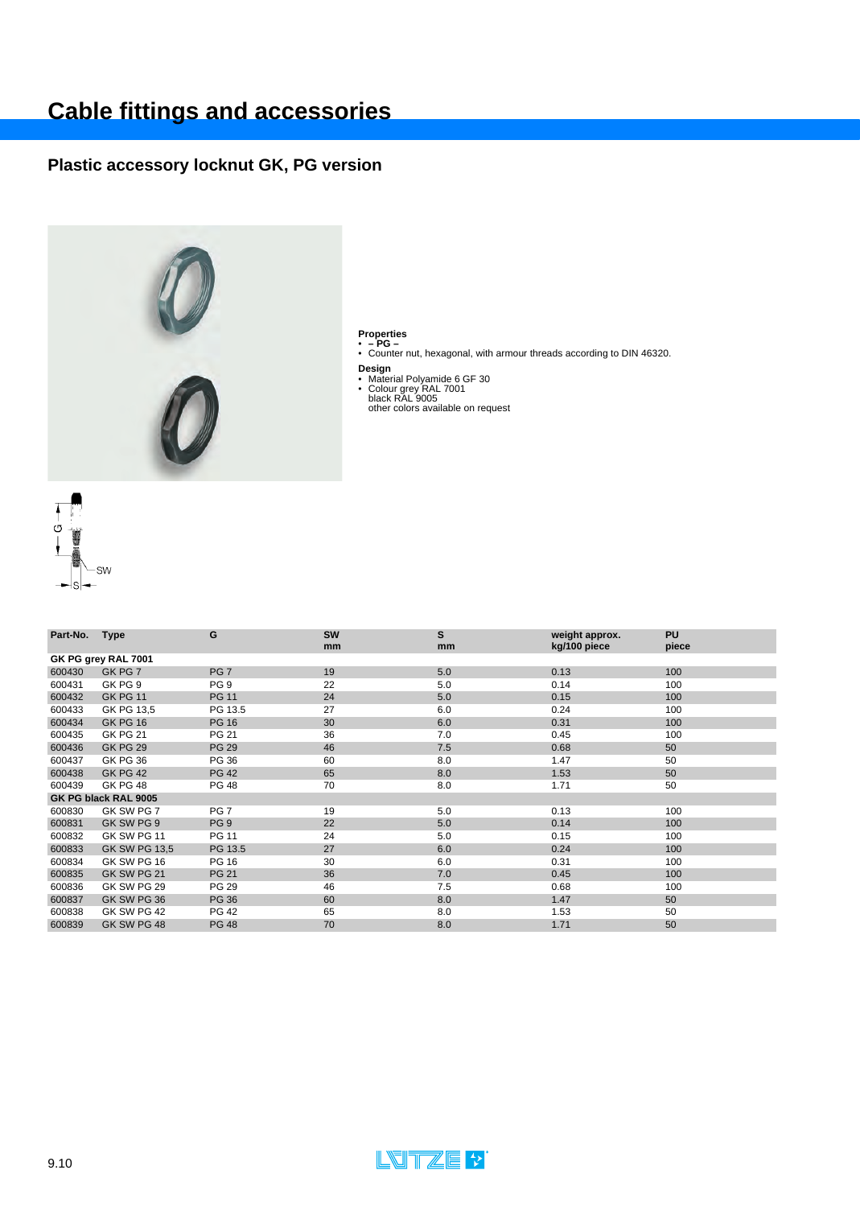# Cable fittings and accessories

## Plastic accessory locknut GK, PG version

**Properties**
- **– PG –**
- Counter nut, hexagonal, with armour threads according to DIN 46320.

**Design**
- Material Polyamide 6 GF 30
- Colour grey RAL 7001
  black RAL 9005
  other colors available on request

G
SW
S

| Part-No. | Type | G | SW mm | S mm | weight approx. kg/100 piece | PU piece |
|---|---|---|---|---|---|---|
| **GK PG grey RAL 7001** | | | | | | |
| 600430 | GK PG 7 | PG 7 | 19 | 5.0 | 0.13 | 100 |
| 600431 | GK PG 9 | PG 9 | 22 | 5.0 | 0.14 | 100 |
| 600432 | GK PG 11 | PG 11 | 24 | 5.0 | 0.15 | 100 |
| 600433 | GK PG 13,5 | PG 13.5 | 27 | 6.0 | 0.24 | 100 |
| 600434 | GK PG 16 | PG 16 | 30 | 6.0 | 0.31 | 100 |
| 600435 | GK PG 21 | PG 21 | 36 | 7.0 | 0.45 | 100 |
| 600436 | GK PG 29 | PG 29 | 46 | 7.5 | 0.68 | 50 |
| 600437 | GK PG 36 | PG 36 | 60 | 8.0 | 1.47 | 50 |
| 600438 | GK PG 42 | PG 42 | 65 | 8.0 | 1.53 | 50 |
| 600439 | GK PG 48 | PG 48 | 70 | 8.0 | 1.71 | 50 |
| **GK PG black RAL 9005** | | | | | | |
| 600830 | GK SW PG 7 | PG 7 | 19 | 5.0 | 0.13 | 100 |
| 600831 | GK SW PG 9 | PG 9 | 22 | 5.0 | 0.14 | 100 |
| 600832 | GK SW PG 11 | PG 11 | 24 | 5.0 | 0.15 | 100 |
| 600833 | GK SW PG 13,5 | PG 13.5 | 27 | 6.0 | 0.24 | 100 |
| 600834 | GK SW PG 16 | PG 16 | 30 | 6.0 | 0.31 | 100 |
| 600835 | GK SW PG 21 | PG 21 | 36 | 7.0 | 0.45 | 100 |
| 600836 | GK SW PG 29 | PG 29 | 46 | 7.5 | 0.68 | 100 |
| 600837 | GK SW PG 36 | PG 36 | 60 | 8.0 | 1.47 | 50 |
| 600838 | GK SW PG 42 | PG 42 | 65 | 8.0 | 1.53 | 50 |
| 600839 | GK SW PG 48 | PG 48 | 70 | 8.0 | 1.71 | 50 |